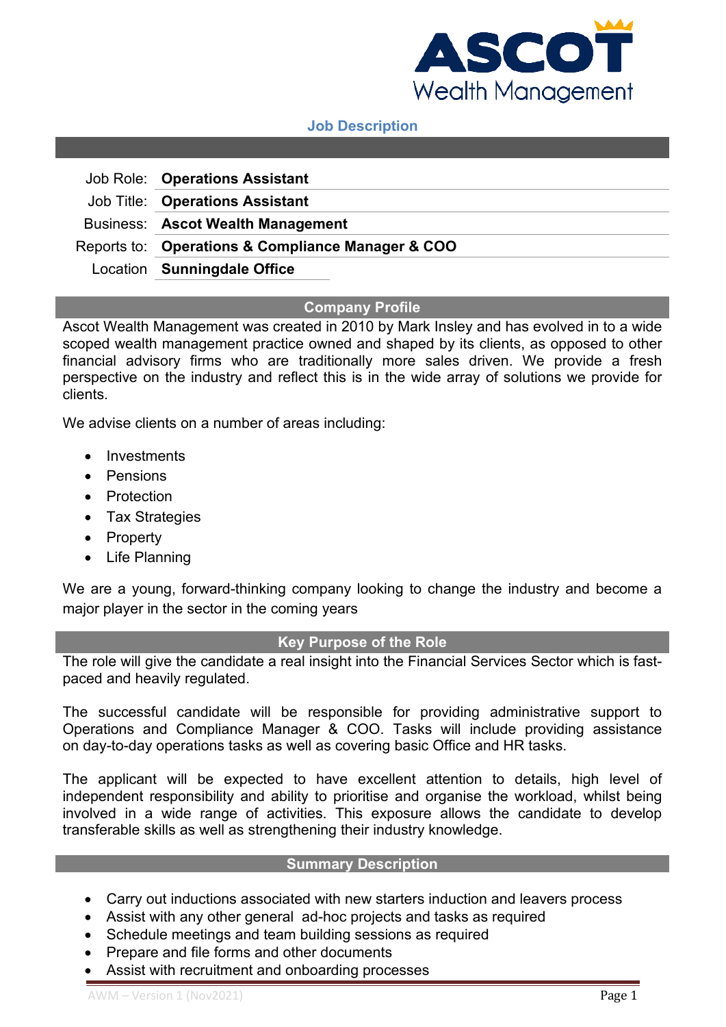ASCOT
Wealth Management

# Job Description

| | |
|---|---|
| Job Role: | **Operations Assistant** |
| Job Title: | **Operations Assistant** |
| Business: | **Ascot Wealth Management** |
| Reports to: | **Operations & Compliance Manager & COO** |
| Location | **Sunningdale Office** |

## Company Profile

Ascot Wealth Management was created in 2010 by Mark Insley and has evolved in to a wide scoped wealth management practice owned and shaped by its clients, as opposed to other financial advisory firms who are traditionally more sales driven. We provide a fresh perspective on the industry and reflect this is in the wide array of solutions we provide for clients.

We advise clients on a number of areas including:

- Investments
- Pensions
- Protection
- Tax Strategies
- Property
- Life Planning

We are a young, forward-thinking company looking to change the industry and become a major player in the sector in the coming years

## Key Purpose of the Role

The role will give the candidate a real insight into the Financial Services Sector which is fast-paced and heavily regulated.

The successful candidate will be responsible for providing administrative support to Operations and Compliance Manager & COO. Tasks will include providing assistance on day-to-day operations tasks as well as covering basic Office and HR tasks.

The applicant will be expected to have excellent attention to details, high level of independent responsibility and ability to prioritise and organise the workload, whilst being involved in a wide range of activities. This exposure allows the candidate to develop transferable skills as well as strengthening their industry knowledge.

## Summary Description

- Carry out inductions associated with new starters induction and leavers process
- Assist with any other general ad-hoc projects and tasks as required
- Schedule meetings and team building sessions as required
- Prepare and file forms and other documents
- Assist with recruitment and onboarding processes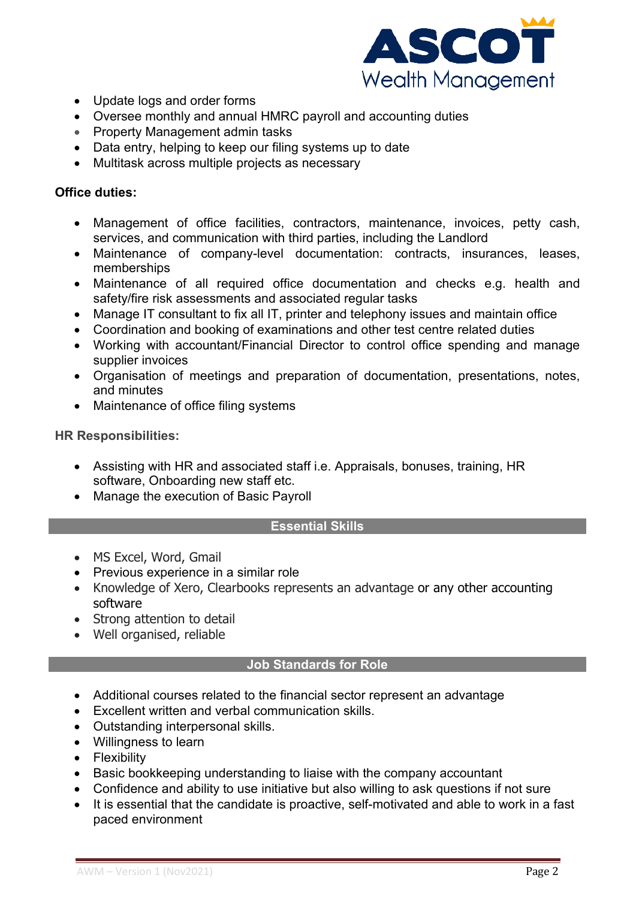- Update logs and order forms
- Oversee monthly and annual HMRC payroll and accounting duties
- Property Management admin tasks
- Data entry, helping to keep our filing systems up to date
- Multitask across multiple projects as necessary

**Office duties:**

- Management of office facilities, contractors, maintenance, invoices, petty cash, services, and communication with third parties, including the Landlord
- Maintenance of company-level documentation: contracts, insurances, leases, memberships
- Maintenance of all required office documentation and checks e.g. health and safety/fire risk assessments and associated regular tasks
- Manage IT consultant to fix all IT, printer and telephony issues and maintain office
- Coordination and booking of examinations and other test centre related duties
- Working with accountant/Financial Director to control office spending and manage supplier invoices
- Organisation of meetings and preparation of documentation, presentations, notes, and minutes
- Maintenance of office filing systems

**HR Responsibilities:**

- Assisting with HR and associated staff i.e. Appraisals, bonuses, training, HR software, Onboarding new staff etc.
- Manage the execution of Basic Payroll

## Essential Skills

- MS Excel, Word, Gmail
- Previous experience in a similar role
- Knowledge of Xero, Clearbooks represents an advantage or any other accounting software
- Strong attention to detail
- Well organised, reliable

## Job Standards for Role

- Additional courses related to the financial sector represent an advantage
- Excellent written and verbal communication skills.
- Outstanding interpersonal skills.
- Willingness to learn
- Flexibility
- Basic bookkeeping understanding to liaise with the company accountant
- Confidence and ability to use initiative but also willing to ask questions if not sure
- It is essential that the candidate is proactive, self-motivated and able to work in a fast paced environment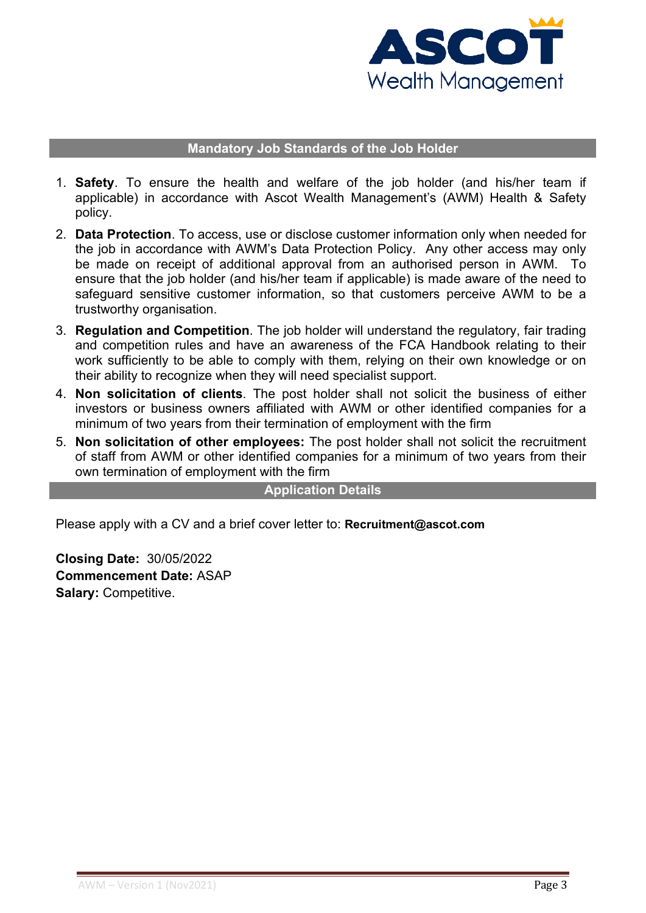## Mandatory Job Standards of the Job Holder

1. **Safety**. To ensure the health and welfare of the job holder (and his/her team if applicable) in accordance with Ascot Wealth Management's (AWM) Health & Safety policy.
2. **Data Protection**. To access, use or disclose customer information only when needed for the job in accordance with AWM's Data Protection Policy. Any other access may only be made on receipt of additional approval from an authorised person in AWM. To ensure that the job holder (and his/her team if applicable) is made aware of the need to safeguard sensitive customer information, so that customers perceive AWM to be a trustworthy organisation.
3. **Regulation and Competition**. The job holder will understand the regulatory, fair trading and competition rules and have an awareness of the FCA Handbook relating to their work sufficiently to be able to comply with them, relying on their own knowledge or on their ability to recognize when they will need specialist support.
4. **Non solicitation of clients**. The post holder shall not solicit the business of either investors or business owners affiliated with AWM or other identified companies for a minimum of two years from their termination of employment with the firm
5. **Non solicitation of other employees:** The post holder shall not solicit the recruitment of staff from AWM or other identified companies for a minimum of two years from their own termination of employment with the firm

## Application Details

Please apply with a CV and a brief cover letter to: **Recruitment@ascot.com**

**Closing Date:** 30/05/2022
**Commencement Date:** ASAP
**Salary:** Competitive.